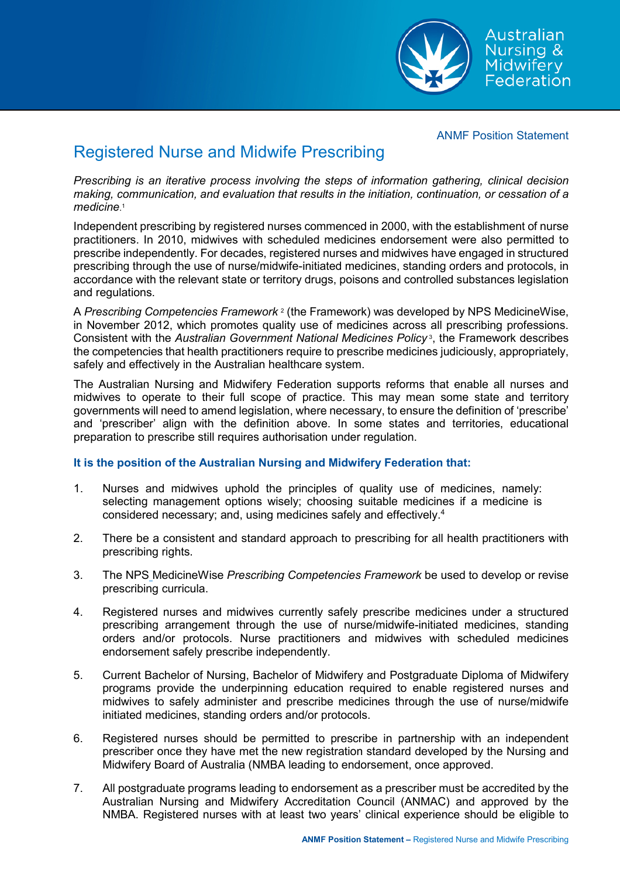ANMF Position Statement

# Registered Nurse and Midwife Prescribing

*Prescribing is an iterative process involving the steps of information gathering, clinical decision making, communication, and evaluation that results in the initiation, continuation, or cessation of a medicine.*[1]

Independent prescribing by registered nurses commenced in 2000, with the establishment of nurse practitioners. In 2010, midwives with scheduled medicines endorsement were also permitted to prescribe independently. For decades, registered nurses and midwives have engaged in structured prescribing through the use of nurse/midwife-initiated medicines, standing orders and protocols, in accordance with the relevant state or territory drugs, poisons and controlled substances legislation and regulations.

A *Prescribing Competencies Framework*[2] (the Framework) was developed by NPS MedicineWise, in November 2012, which promotes quality use of medicines across all prescribing professions. Consistent with the *Australian Government National Medicines Policy*[3], the Framework describes the competencies that health practitioners require to prescribe medicines judiciously, appropriately, safely and effectively in the Australian healthcare system.

The Australian Nursing and Midwifery Federation supports reforms that enable all nurses and midwives to operate to their full scope of practice. This may mean some state and territory governments will need to amend legislation, where necessary, to ensure the definition of 'prescribe' and 'prescriber' align with the definition above. In some states and territories, educational preparation to prescribe still requires authorisation under regulation.

### It is the position of the Australian Nursing and Midwifery Federation that:

1. Nurses and midwives uphold the principles of quality use of medicines, namely: selecting management options wisely; choosing suitable medicines if a medicine is considered necessary; and, using medicines safely and effectively.[4]

2. There be a consistent and standard approach to prescribing for all health practitioners with prescribing rights.

3. The NPS MedicineWise *Prescribing Competencies Framework* be used to develop or revise prescribing curricula.

4. Registered nurses and midwives currently safely prescribe medicines under a structured prescribing arrangement through the use of nurse/midwife-initiated medicines, standing orders and/or protocols. Nurse practitioners and midwives with scheduled medicines endorsement safely prescribe independently.

5. Current Bachelor of Nursing, Bachelor of Midwifery and Postgraduate Diploma of Midwifery programs provide the underpinning education required to enable registered nurses and midwives to safely administer and prescribe medicines through the use of nurse/midwife initiated medicines, standing orders and/or protocols.

6. Registered nurses should be permitted to prescribe in partnership with an independent prescriber once they have met the new registration standard developed by the Nursing and Midwifery Board of Australia (NMBA leading to endorsement, once approved.

7. All postgraduate programs leading to endorsement as a prescriber must be accredited by the Australian Nursing and Midwifery Accreditation Council (ANMAC) and approved by the NMBA. Registered nurses with at least two years' clinical experience should be eligible to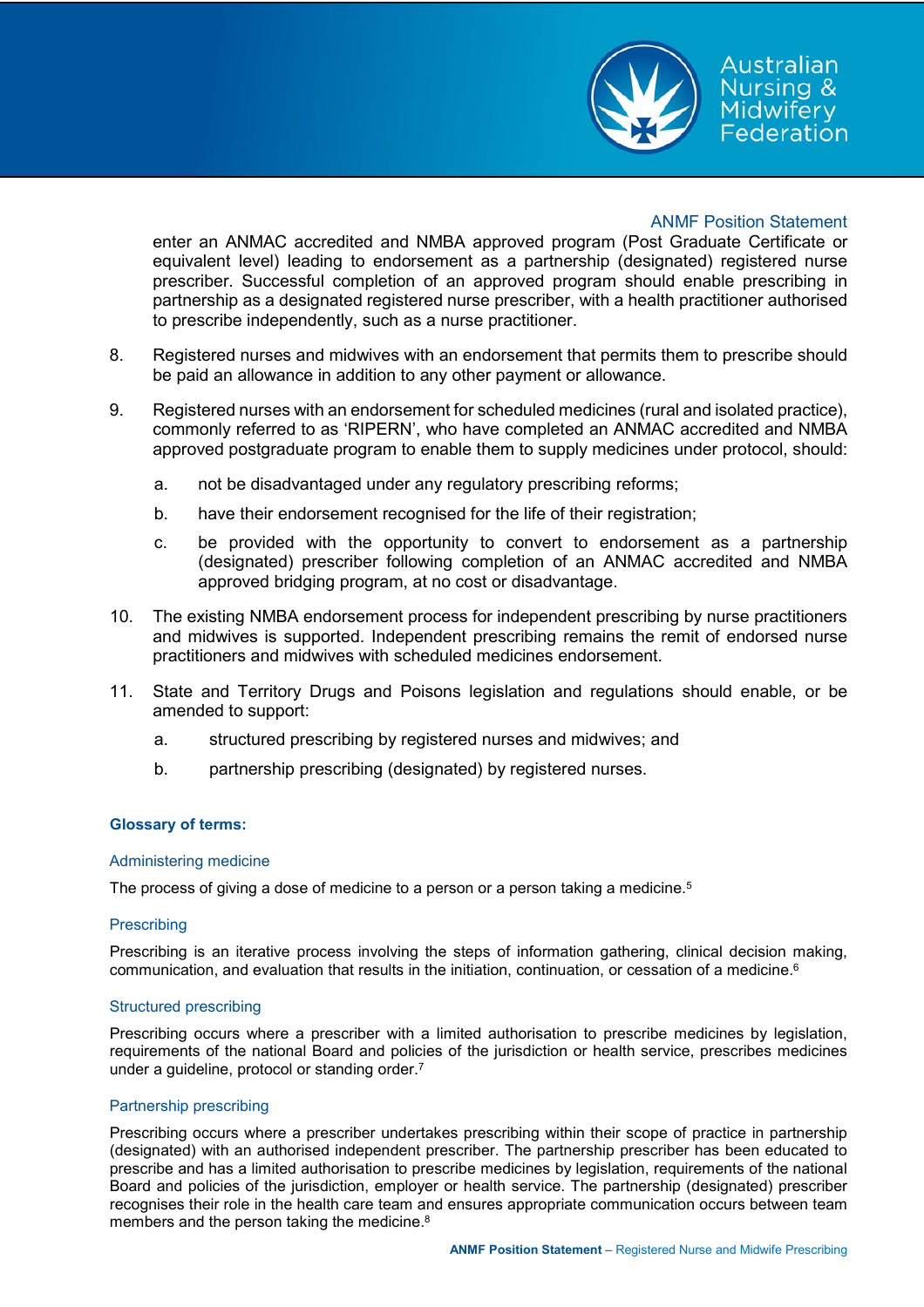enter an ANMAC accredited and NMBA approved program (Post Graduate Certificate or equivalent level) leading to endorsement as a partnership (designated) registered nurse prescriber. Successful completion of an approved program should enable prescribing in partnership as a designated registered nurse prescriber, with a health practitioner authorised to prescribe independently, such as a nurse practitioner.

8. Registered nurses and midwives with an endorsement that permits them to prescribe should be paid an allowance in addition to any other payment or allowance.

9. Registered nurses with an endorsement for scheduled medicines (rural and isolated practice), commonly referred to as 'RIPERN', who have completed an ANMAC accredited and NMBA approved postgraduate program to enable them to supply medicines under protocol, should:

   a. not be disadvantaged under any regulatory prescribing reforms;

   b. have their endorsement recognised for the life of their registration;

   c. be provided with the opportunity to convert to endorsement as a partnership (designated) prescriber following completion of an ANMAC accredited and NMBA approved bridging program, at no cost or disadvantage.

10. The existing NMBA endorsement process for independent prescribing by nurse practitioners and midwives is supported. Independent prescribing remains the remit of endorsed nurse practitioners and midwives with scheduled medicines endorsement.

11. State and Territory Drugs and Poisons legislation and regulations should enable, or be amended to support:

    a. structured prescribing by registered nurses and midwives; and

    b. partnership prescribing (designated) by registered nurses.

## Glossary of terms:

### Administering medicine

The process of giving a dose of medicine to a person or a person taking a medicine.[5]

### Prescribing

Prescribing is an iterative process involving the steps of information gathering, clinical decision making, communication, and evaluation that results in the initiation, continuation, or cessation of a medicine.[6]

### Structured prescribing

Prescribing occurs where a prescriber with a limited authorisation to prescribe medicines by legislation, requirements of the national Board and policies of the jurisdiction or health service, prescribes medicines under a guideline, protocol or standing order.[7]

### Partnership prescribing

Prescribing occurs where a prescriber undertakes prescribing within their scope of practice in partnership (designated) with an authorised independent prescriber. The partnership prescriber has been educated to prescribe and has a limited authorisation to prescribe medicines by legislation, requirements of the national Board and policies of the jurisdiction, employer or health service. The partnership (designated) prescriber recognises their role in the health care team and ensures appropriate communication occurs between team members and the person taking the medicine.[8]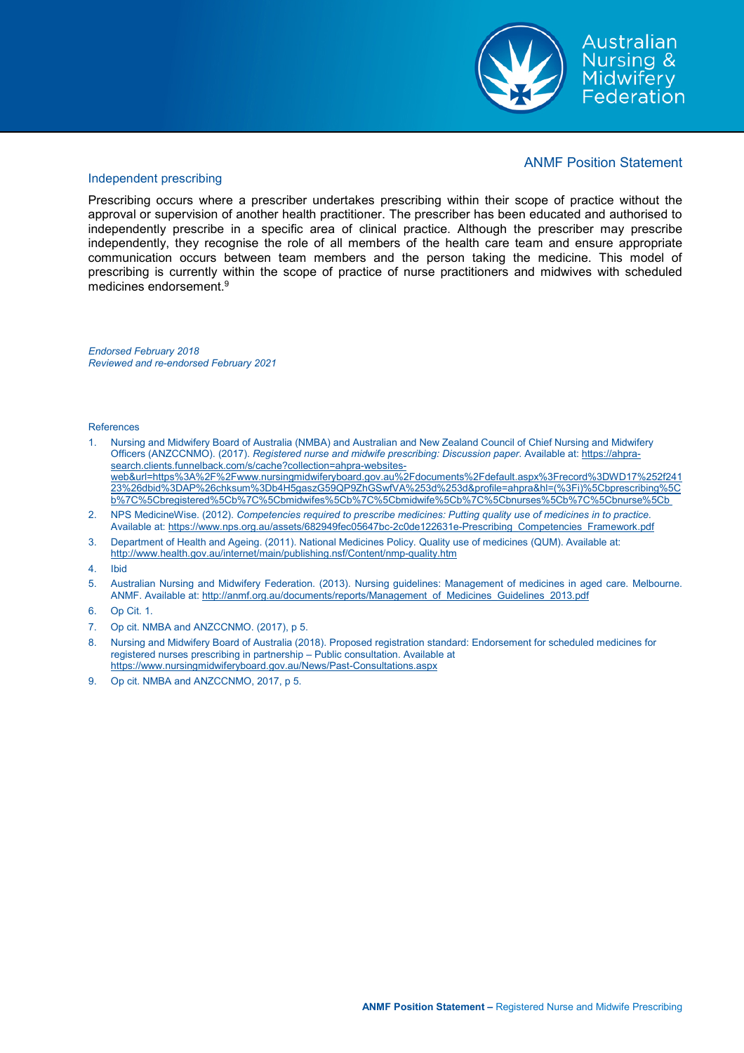## Independent prescribing

Prescribing occurs where a prescriber undertakes prescribing within their scope of practice without the approval or supervision of another health practitioner. The prescriber has been educated and authorised to independently prescribe in a specific area of clinical practice. Although the prescriber may prescribe independently, they recognise the role of all members of the health care team and ensure appropriate communication occurs between team members and the person taking the medicine. This model of prescribing is currently within the scope of practice of nurse practitioners and midwives with scheduled medicines endorsement.[9]

*Endorsed February 2018*
*Reviewed and re-endorsed February 2021*

## References

1. Nursing and Midwifery Board of Australia (NMBA) and Australian and New Zealand Council of Chief Nursing and Midwifery Officers (ANZCCNMO). (2017). *Registered nurse and midwife prescribing: Discussion paper*. Available at: https://ahpra-search.clients.funnelback.com/s/cache?collection=ahpra-websites-web&url=https%3A%2F%2Fwww.nursingmidwiferyboard.gov.au%2Fdocuments%2Fdefault.aspx%3Frecord%3DWD17%252f24123%26dbid%3DAP%26chksum%3Db4H5gaszG59QP9ZhGSwfVA%253d%253d&profile=ahpra&hl=(%3Fi)%5Cbprescribing%5Cb%7C%5Cbregistered%5Cb%7C%5Cbmidwifes%5Cb%7C%5Cbmidwife%5Cb%7C%5Cbnurses%5Cb%7C%5Cbnurse%5Cb
2. NPS MedicineWise. (2012). *Competencies required to prescribe medicines: Putting quality use of medicines in to practice.* Available at: https://www.nps.org.au/assets/682949fec05647bc-2c0de122631e-Prescribing_Competencies_Framework.pdf
3. Department of Health and Ageing. (2011). National Medicines Policy. Quality use of medicines (QUM). Available at: http://www.health.gov.au/internet/main/publishing.nsf/Content/nmp-quality.htm
4. Ibid
5. Australian Nursing and Midwifery Federation. (2013). Nursing guidelines: Management of medicines in aged care. Melbourne. ANMF. Available at: http://anmf.org.au/documents/reports/Management_of_Medicines_Guidelines_2013.pdf
6. Op Cit. 1.
7. Op cit. NMBA and ANZCCNMO. (2017), p 5.
8. Nursing and Midwifery Board of Australia (2018). Proposed registration standard: Endorsement for scheduled medicines for registered nurses prescribing in partnership – Public consultation. Available at https://www.nursingmidwiferyboard.gov.au/News/Past-Consultations.aspx
9. Op cit. NMBA and ANZCCNMO, 2017, p 5.